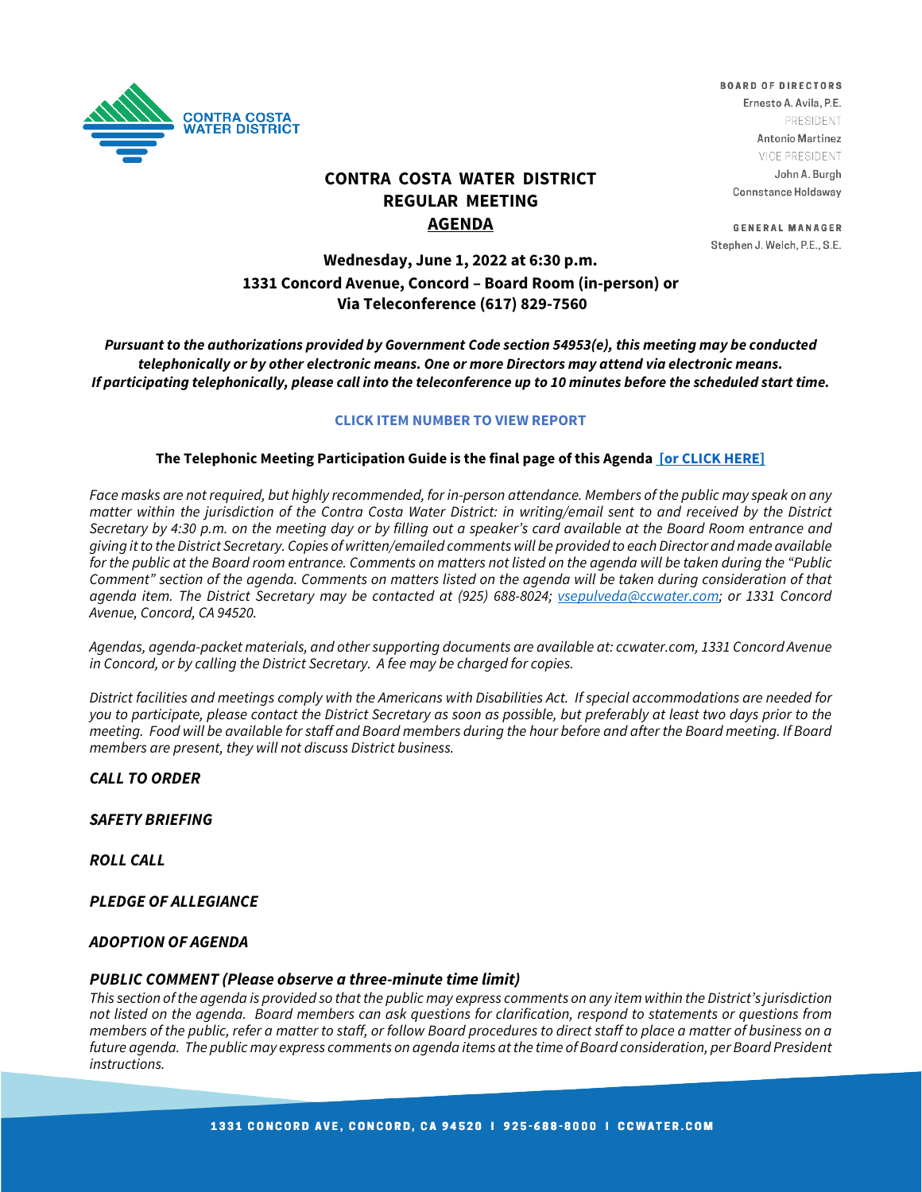CONTRA COSTA WATER DISTRICT

**BOARD OF DIRECTORS**
Ernesto A. Avila, P.E.
PRESIDENT
Antonio Martinez
VICE PRESIDENT
John A. Burgh
Connstance Holdaway

**GENERAL MANAGER**
Stephen J. Welch, P.E., S.E.

# CONTRA COSTA WATER DISTRICT REGULAR MEETING AGENDA

## Wednesday, June 1, 2022 at 6:30 p.m.
## 1331 Concord Avenue, Concord – Board Room (in-person) or Via Teleconference (617) 829-7560

***Pursuant to the authorizations provided by Government Code section 54953(e), this meeting may be conducted telephonically or by other electronic means. One or more Directors may attend via electronic means. If participating telephonically, please call into the teleconference up to 10 minutes before the scheduled start time.***

**CLICK ITEM NUMBER TO VIEW REPORT**

**The Telephonic Meeting Participation Guide is the final page of this Agenda [or CLICK HERE]**

*Face masks are not required, but highly recommended, for in-person attendance. Members of the public may speak on any matter within the jurisdiction of the Contra Costa Water District: in writing/email sent to and received by the District Secretary by 4:30 p.m. on the meeting day or by filling out a speaker's card available at the Board Room entrance and giving it to the District Secretary. Copies of written/emailed comments will be provided to each Director and made available for the public at the Board room entrance. Comments on matters not listed on the agenda will be taken during the "Public Comment" section of the agenda. Comments on matters listed on the agenda will be taken during consideration of that agenda item. The District Secretary may be contacted at (925) 688-8024; vsepulveda@ccwater.com; or 1331 Concord Avenue, Concord, CA 94520.*

*Agendas, agenda-packet materials, and other supporting documents are available at: ccwater.com, 1331 Concord Avenue in Concord, or by calling the District Secretary. A fee may be charged for copies.*

*District facilities and meetings comply with the Americans with Disabilities Act. If special accommodations are needed for you to participate, please contact the District Secretary as soon as possible, but preferably at least two days prior to the meeting. Food will be available for staff and Board members during the hour before and after the Board meeting. If Board members are present, they will not discuss District business.*

***CALL TO ORDER***

***SAFETY BRIEFING***

***ROLL CALL***

***PLEDGE OF ALLEGIANCE***

***ADOPTION OF AGENDA***

***PUBLIC COMMENT (Please observe a three-minute time limit)***

*This section of the agenda is provided so that the public may express comments on any item within the District's jurisdiction not listed on the agenda. Board members can ask questions for clarification, respond to statements or questions from members of the public, refer a matter to staff, or follow Board procedures to direct staff to place a matter of business on a future agenda. The public may express comments on agenda items at the time of Board consideration, per Board President instructions.*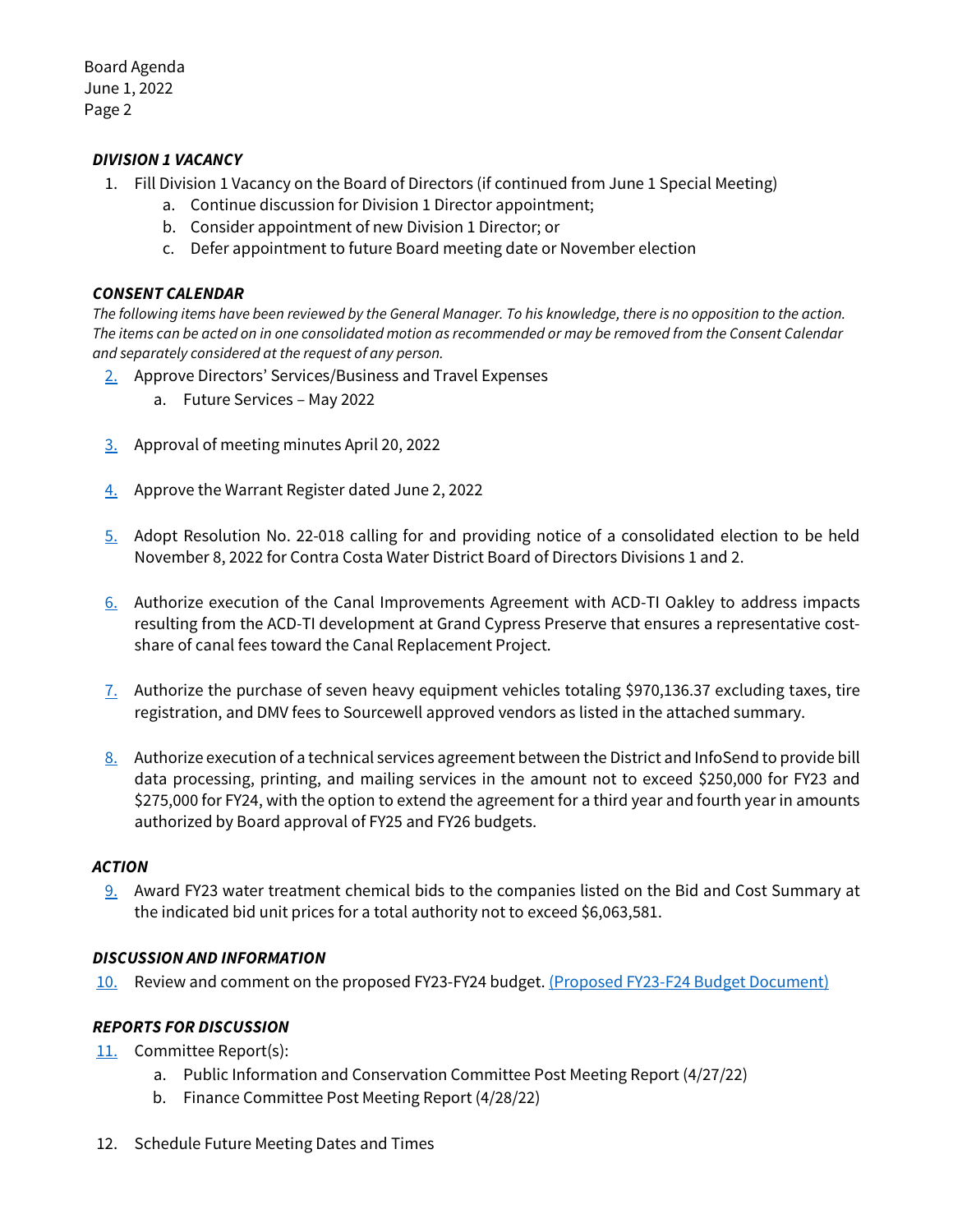***DIVISION 1 VACANCY***

1. Fill Division 1 Vacancy on the Board of Directors (if continued from June 1 Special Meeting)
   a. Continue discussion for Division 1 Director appointment;
   b. Consider appointment of new Division 1 Director; or
   c. Defer appointment to future Board meeting date or November election

***CONSENT CALENDAR***

*The following items have been reviewed by the General Manager. To his knowledge, there is no opposition to the action. The items can be acted on in one consolidated motion as recommended or may be removed from the Consent Calendar and separately considered at the request of any person.*

2. Approve Directors' Services/Business and Travel Expenses
   a. Future Services – May 2022

3. Approval of meeting minutes April 20, 2022

4. Approve the Warrant Register dated June 2, 2022

5. Adopt Resolution No. 22-018 calling for and providing notice of a consolidated election to be held November 8, 2022 for Contra Costa Water District Board of Directors Divisions 1 and 2.

6. Authorize execution of the Canal Improvements Agreement with ACD-TI Oakley to address impacts resulting from the ACD-TI development at Grand Cypress Preserve that ensures a representative cost-share of canal fees toward the Canal Replacement Project.

7. Authorize the purchase of seven heavy equipment vehicles totaling $970,136.37 excluding taxes, tire registration, and DMV fees to Sourcewell approved vendors as listed in the attached summary.

8. Authorize execution of a technical services agreement between the District and InfoSend to provide bill data processing, printing, and mailing services in the amount not to exceed $250,000 for FY23 and $275,000 for FY24, with the option to extend the agreement for a third year and fourth year in amounts authorized by Board approval of FY25 and FY26 budgets.

***ACTION***

9. Award FY23 water treatment chemical bids to the companies listed on the Bid and Cost Summary at the indicated bid unit prices for a total authority not to exceed $6,063,581.

***DISCUSSION AND INFORMATION***

10. Review and comment on the proposed FY23-FY24 budget. (Proposed FY23-F24 Budget Document)

***REPORTS FOR DISCUSSION***

11. Committee Report(s):
    a. Public Information and Conservation Committee Post Meeting Report (4/27/22)
    b. Finance Committee Post Meeting Report (4/28/22)

12. Schedule Future Meeting Dates and Times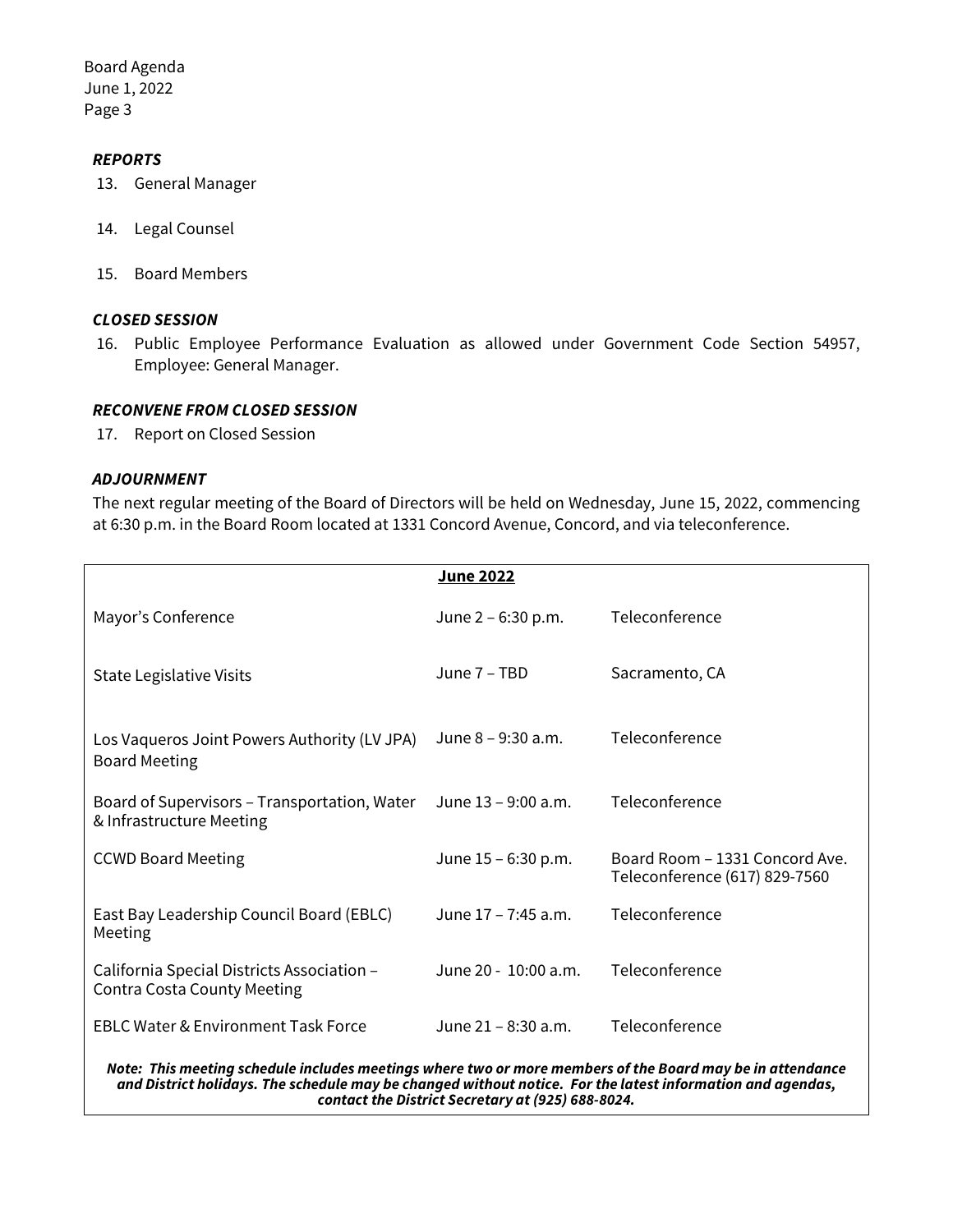***REPORTS***

13. General Manager

14. Legal Counsel

15. Board Members

***CLOSED SESSION***

16. Public Employee Performance Evaluation as allowed under Government Code Section 54957, Employee: General Manager.

***RECONVENE FROM CLOSED SESSION***

17. Report on Closed Session

***ADJOURNMENT***

The next regular meeting of the Board of Directors will be held on Wednesday, June 15, 2022, commencing at 6:30 p.m. in the Board Room located at 1331 Concord Avenue, Concord, and via teleconference.

| **June 2022** | | |
|---|---|---|
| Mayor's Conference | June 2 – 6:30 p.m. | Teleconference |
| State Legislative Visits | June 7 – TBD | Sacramento, CA |
| Los Vaqueros Joint Powers Authority (LV JPA) Board Meeting | June 8 – 9:30 a.m. | Teleconference |
| Board of Supervisors – Transportation, Water & Infrastructure Meeting | June 13 – 9:00 a.m. | Teleconference |
| CCWD Board Meeting | June 15 – 6:30 p.m. | Board Room – 1331 Concord Ave. Teleconference (617) 829-7560 |
| East Bay Leadership Council Board (EBLC) Meeting | June 17 – 7:45 a.m. | Teleconference |
| California Special Districts Association – Contra Costa County Meeting | June 20 - 10:00 a.m. | Teleconference |
| EBLC Water & Environment Task Force | June 21 – 8:30 a.m. | Teleconference |

***Note: This meeting schedule includes meetings where two or more members of the Board may be in attendance and District holidays. The schedule may be changed without notice. For the latest information and agendas, contact the District Secretary at (925) 688-8024.***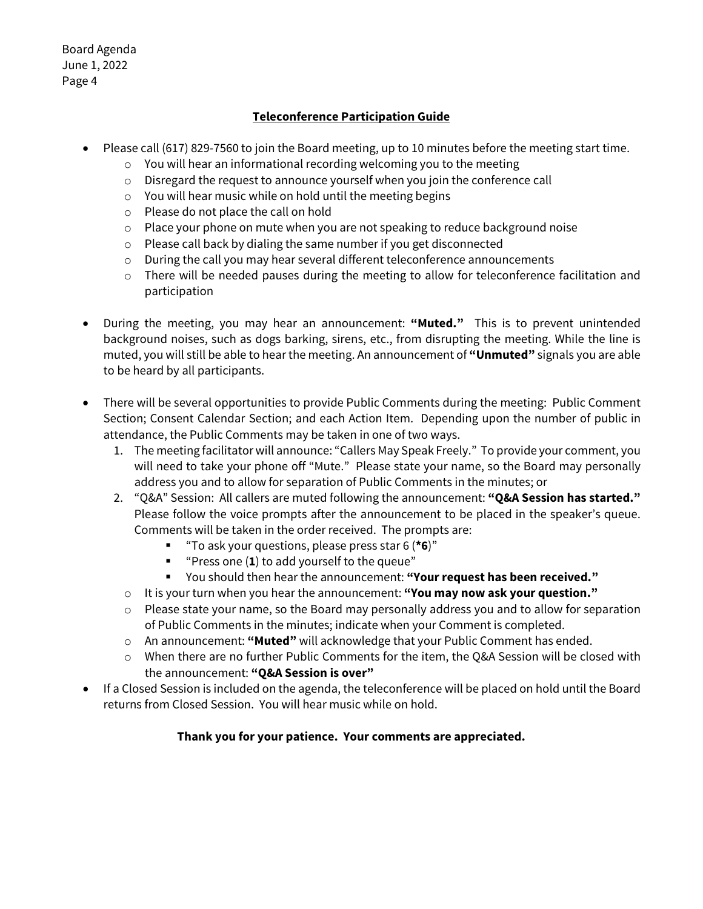## Teleconference Participation Guide

- Please call (617) 829-7560 to join the Board meeting, up to 10 minutes before the meeting start time.
  - You will hear an informational recording welcoming you to the meeting
  - Disregard the request to announce yourself when you join the conference call
  - You will hear music while on hold until the meeting begins
  - Please do not place the call on hold
  - Place your phone on mute when you are not speaking to reduce background noise
  - Please call back by dialing the same number if you get disconnected
  - During the call you may hear several different teleconference announcements
  - There will be needed pauses during the meeting to allow for teleconference facilitation and participation

- During the meeting, you may hear an announcement: **"Muted."** This is to prevent unintended background noises, such as dogs barking, sirens, etc., from disrupting the meeting. While the line is muted, you will still be able to hear the meeting. An announcement of **"Unmuted"** signals you are able to be heard by all participants.

- There will be several opportunities to provide Public Comments during the meeting: Public Comment Section; Consent Calendar Section; and each Action Item. Depending upon the number of public in attendance, the Public Comments may be taken in one of two ways.
  1. The meeting facilitator will announce: "Callers May Speak Freely." To provide your comment, you will need to take your phone off "Mute." Please state your name, so the Board may personally address you and to allow for separation of Public Comments in the minutes; or
  2. "Q&A" Session: All callers are muted following the announcement: **"Q&A Session has started."** Please follow the voice prompts after the announcement to be placed in the speaker's queue. Comments will be taken in the order received. The prompts are:
     - "To ask your questions, please press star 6 (**\*6**)"
     - "Press one (**1**) to add yourself to the queue"
     - You should then hear the announcement: **"Your request has been received."**
  - It is your turn when you hear the announcement: **"You may now ask your question."**
  - Please state your name, so the Board may personally address you and to allow for separation of Public Comments in the minutes; indicate when your Comment is completed.
  - An announcement: **"Muted"** will acknowledge that your Public Comment has ended.
  - When there are no further Public Comments for the item, the Q&A Session will be closed with the announcement: **"Q&A Session is over"**
- If a Closed Session is included on the agenda, the teleconference will be placed on hold until the Board returns from Closed Session. You will hear music while on hold.

**Thank you for your patience. Your comments are appreciated.**